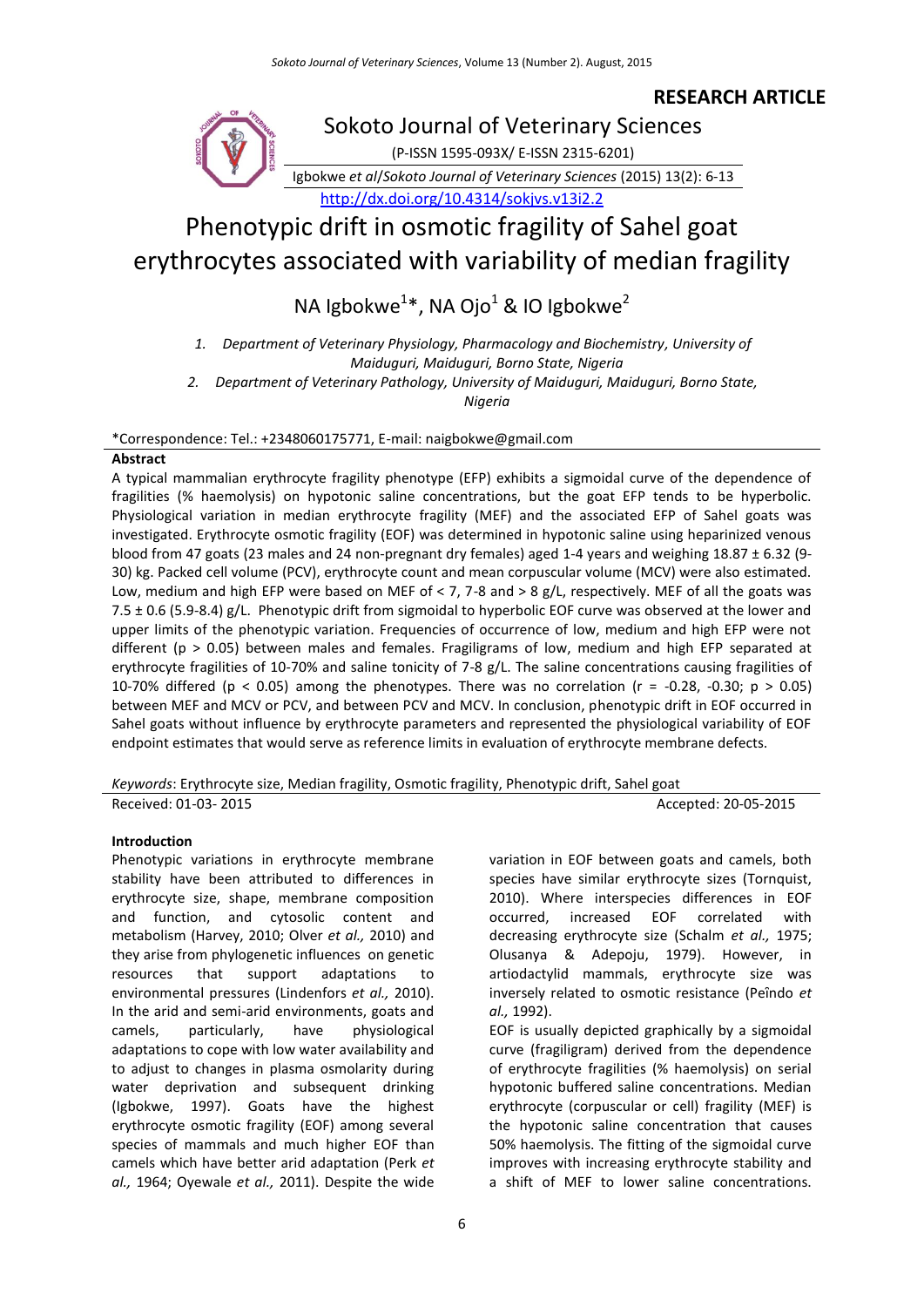RESEARCH ARTICLE

Sokoto Journal of Veterinary Sciences

(P-ISSN 1595-093X/ E-ISSN 2315-6201)

Igbokwe *et al*/*Sokoto Journal of Veterinary Sciences* (2015) 13(2): 6-13

http://dx.doi.org/10.4314/sokjvs.v13i2.2

# Phenotypic drift in osmotic fragility of Sahel goat erythrocytes associated with variability of median fragility

NA Igbokwe[1]*, NA Ojo[1] & IO Igbokwe[2]

1. *Department of Veterinary Physiology, Pharmacology and Biochemistry, University of Maiduguri, Maiduguri, Borno State, Nigeria*
2. *Department of Veterinary Pathology, University of Maiduguri, Maiduguri, Borno State, Nigeria*

*Correspondence: Tel.: +2348060175771, E-mail: naigbokwe@gmail.com

## Abstract

A typical mammalian erythrocyte fragility phenotype (EFP) exhibits a sigmoidal curve of the dependence of fragilities (% haemolysis) on hypotonic saline concentrations, but the goat EFP tends to be hyperbolic. Physiological variation in median erythrocyte fragility (MEF) and the associated EFP of Sahel goats was investigated. Erythrocyte osmotic fragility (EOF) was determined in hypotonic saline using heparinized venous blood from 47 goats (23 males and 24 non-pregnant dry females) aged 1-4 years and weighing 18.87 ± 6.32 (9-30) kg. Packed cell volume (PCV), erythrocyte count and mean corpuscular volume (MCV) were also estimated. Low, medium and high EFP were based on MEF of < 7, 7-8 and > 8 g/L, respectively. MEF of all the goats was 7.5 ± 0.6 (5.9-8.4) g/L. Phenotypic drift from sigmoidal to hyperbolic EOF curve was observed at the lower and upper limits of the phenotypic variation. Frequencies of occurrence of low, medium and high EFP were not different ($p > 0.05$) between males and females. Fragiligrams of low, medium and high EFP separated at erythrocyte fragilities of 10-70% and saline tonicity of 7-8 g/L. The saline concentrations causing fragilities of 10-70% differed ($p < 0.05$) among the phenotypes. There was no correlation ($r = -0.28, -0.30; p > 0.05$) between MEF and MCV or PCV, and between PCV and MCV. In conclusion, phenotypic drift in EOF occurred in Sahel goats without influence by erythrocyte parameters and represented the physiological variability of EOF endpoint estimates that would serve as reference limits in evaluation of erythrocyte membrane defects.

*Keywords*: Erythrocyte size, Median fragility, Osmotic fragility, Phenotypic drift, Sahel goat

Received: 01-03- 2015 Accepted: 20-05-2015

## Introduction

Phenotypic variations in erythrocyte membrane stability have been attributed to differences in erythrocyte size, shape, membrane composition and function, and cytosolic content and metabolism (Harvey, 2010; Olver *et al.,* 2010) and they arise from phylogenetic influences on genetic resources that support adaptations to environmental pressures (Lindenfors *et al.,* 2010). In the arid and semi-arid environments, goats and camels, particularly, have physiological adaptations to cope with low water availability and to adjust to changes in plasma osmolarity during water deprivation and subsequent drinking (Igbokwe, 1997). Goats have the highest erythrocyte osmotic fragility (EOF) among several species of mammals and much higher EOF than camels which have better arid adaptation (Perk *et al.,* 1964; Oyewale *et al.,* 2011). Despite the wide variation in EOF between goats and camels, both species have similar erythrocyte sizes (Tornquist, 2010). Where interspecies differences in EOF occurred, increased EOF correlated with decreasing erythrocyte size (Schalm *et al.,* 1975; Olusanya & Adepoju, 1979). However, in artiodactylid mammals, erythrocyte size was inversely related to osmotic resistance (Peîndo *et al.,* 1992).

EOF is usually depicted graphically by a sigmoidal curve (fragiligram) derived from the dependence of erythrocyte fragilities (% haemolysis) on serial hypotonic buffered saline concentrations. Median erythrocyte (corpuscular or cell) fragility (MEF) is the hypotonic saline concentration that causes 50% haemolysis. The fitting of the sigmoidal curve improves with increasing erythrocyte stability and a shift of MEF to lower saline concentrations.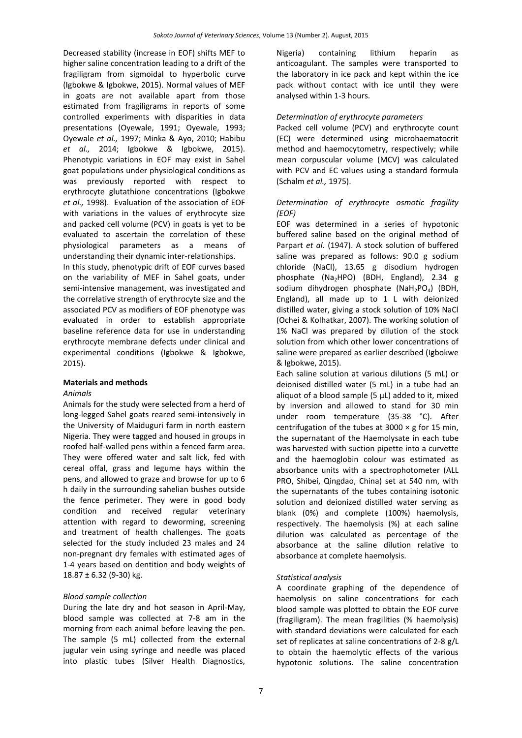Decreased stability (increase in EOF) shifts MEF to higher saline concentration leading to a drift of the fragiligram from sigmoidal to hyperbolic curve (Igbokwe & Igbokwe, 2015). Normal values of MEF in goats are not available apart from those estimated from fragiligrams in reports of some controlled experiments with disparities in data presentations (Oyewale, 1991; Oyewale, 1993; Oyewale *et al.,* 1997; Minka & Ayo, 2010; Habibu *et al.,* 2014; Igbokwe & Igbokwe, 2015). Phenotypic variations in EOF may exist in Sahel goat populations under physiological conditions as was previously reported with respect to erythrocyte glutathione concentrations (Igbokwe *et al.,* 1998). Evaluation of the association of EOF with variations in the values of erythrocyte size and packed cell volume (PCV) in goats is yet to be evaluated to ascertain the correlation of these physiological parameters as a means of understanding their dynamic inter-relationships.

In this study, phenotypic drift of EOF curves based on the variability of MEF in Sahel goats, under semi-intensive management, was investigated and the correlative strength of erythrocyte size and the associated PCV as modifiers of EOF phenotype was evaluated in order to establish appropriate baseline reference data for use in understanding erythrocyte membrane defects under clinical and experimental conditions (Igbokwe & Igbokwe, 2015).

## Materials and methods

### *Animals*

Animals for the study were selected from a herd of long-legged Sahel goats reared semi-intensively in the University of Maiduguri farm in north eastern Nigeria. They were tagged and housed in groups in roofed half-walled pens within a fenced farm area. They were offered water and salt lick, fed with cereal offal, grass and legume hays within the pens, and allowed to graze and browse for up to 6 h daily in the surrounding sahelian bushes outside the fence perimeter. They were in good body condition and received regular veterinary attention with regard to deworming, screening and treatment of health challenges. The goats selected for the study included 23 males and 24 non-pregnant dry females with estimated ages of 1-4 years based on dentition and body weights of 18.87 ± 6.32 (9-30) kg.

### *Blood sample collection*

During the late dry and hot season in April-May, blood sample was collected at 7-8 am in the morning from each animal before leaving the pen. The sample (5 mL) collected from the external jugular vein using syringe and needle was placed into plastic tubes (Silver Health Diagnostics, Nigeria) containing lithium heparin as anticoagulant. The samples were transported to the laboratory in ice pack and kept within the ice pack without contact with ice until they were analysed within 1-3 hours.

### *Determination of erythrocyte parameters*

Packed cell volume (PCV) and erythrocyte count (EC) were determined using microhaematocrit method and haemocytometry, respectively; while mean corpuscular volume (MCV) was calculated with PCV and EC values using a standard formula (Schalm *et al.,* 1975).

### *Determination of erythrocyte osmotic fragility (EOF)*

EOF was determined in a series of hypotonic buffered saline based on the original method of Parpart *et al.* (1947). A stock solution of buffered saline was prepared as follows: 90.0 g sodium chloride (NaCl), 13.65 g disodium hydrogen phosphate ($Na_2HPO$) (BDH, England), 2.34 g sodium dihydrogen phosphate ($NaH_2PO_4$) (BDH, England), all made up to 1 L with deionized distilled water, giving a stock solution of 10% NaCl (Ochei & Kolhatkar, 2007). The working solution of 1% NaCl was prepared by dilution of the stock solution from which other lower concentrations of saline were prepared as earlier described (Igbokwe & Igbokwe, 2015).

Each saline solution at various dilutions (5 mL) or deionised distilled water (5 mL) in a tube had an aliquot of a blood sample (5 µL) added to it, mixed by inversion and allowed to stand for 30 min under room temperature (35-38 °C). After centrifugation of the tubes at 3000 × g for 15 min, the supernatant of the Haemolysate in each tube was harvested with suction pipette into a curvette and the haemoglobin colour was estimated as absorbance units with a spectrophotometer (ALL PRO, Shibei, Qingdao, China) set at 540 nm, with the supernatants of the tubes containing isotonic solution and deionized distilled water serving as blank (0%) and complete (100%) haemolysis, respectively. The haemolysis (%) at each saline dilution was calculated as percentage of the absorbance at the saline dilution relative to absorbance at complete haemolysis.

### *Statistical analysis*

A coordinate graphing of the dependence of haemolysis on saline concentrations for each blood sample was plotted to obtain the EOF curve (fragiligram). The mean fragilities (% haemolysis) with standard deviations were calculated for each set of replicates at saline concentrations of 2-8 g/L to obtain the haemolytic effects of the various hypotonic solutions. The saline concentration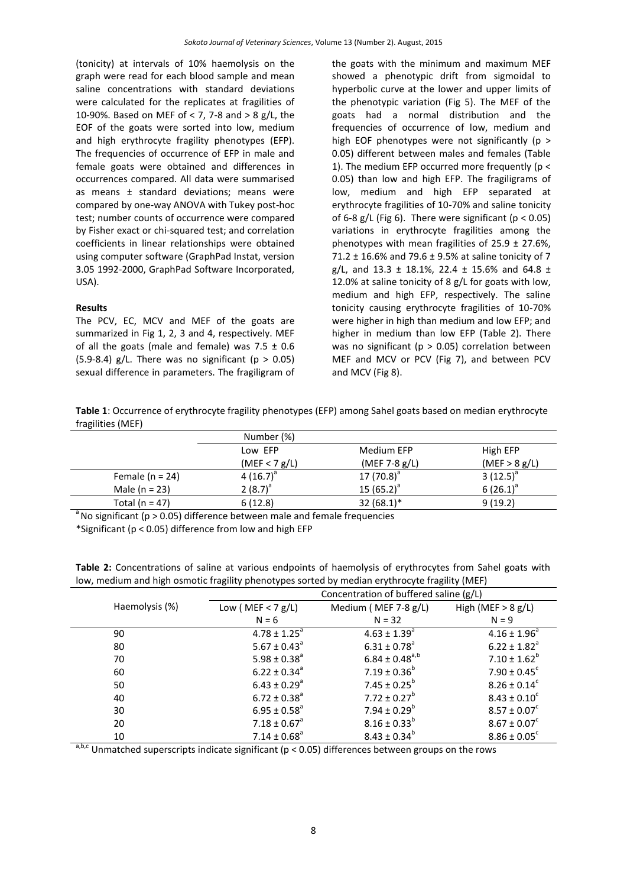(tonicity) at intervals of 10% haemolysis on the graph were read for each blood sample and mean saline concentrations with standard deviations were calculated for the replicates at fragilities of 10-90%. Based on MEF of < 7, 7-8 and > 8 g/L, the EOF of the goats were sorted into low, medium and high erythrocyte fragility phenotypes (EFP). The frequencies of occurrence of EFP in male and female goats were obtained and differences in occurrences compared. All data were summarised as means ± standard deviations; means were compared by one-way ANOVA with Tukey post-hoc test; number counts of occurrence were compared by Fisher exact or chi-squared test; and correlation coefficients in linear relationships were obtained using computer software (GraphPad Instat, version 3.05 1992-2000, GraphPad Software Incorporated, USA).

## Results

The PCV, EC, MCV and MEF of the goats are summarized in Fig 1, 2, 3 and 4, respectively. MEF of all the goats (male and female) was 7.5 ± 0.6 (5.9-8.4) g/L. There was no significant ($p > 0.05$) sexual difference in parameters. The fragiligram of the goats with the minimum and maximum MEF showed a phenotypic drift from sigmoidal to hyperbolic curve at the lower and upper limits of the phenotypic variation (Fig 5). The MEF of the goats had a normal distribution and the frequencies of occurrence of low, medium and high EOF phenotypes were not significantly ($p > 0.05$) different between males and females (Table 1). The medium EFP occurred more frequently ($p < 0.05$) than low and high EFP. The fragiligrams of low, medium and high EFP separated at erythrocyte fragilities of 10-70% and saline tonicity of 6-8 g/L (Fig 6). There were significant ($p < 0.05$) variations in erythrocyte fragilities among the phenotypes with mean fragilities of 25.9 ± 27.6%, 71.2 ± 16.6% and 79.6 ± 9.5% at saline tonicity of 7 g/L, and 13.3 ± 18.1%, 22.4 ± 15.6% and 64.8 ± 12.0% at saline tonicity of 8 g/L for goats with low, medium and high EFP, respectively. The saline tonicity causing erythrocyte fragilities of 10-70% were higher in high than medium and low EFP; and higher in medium than low EFP (Table 2). There was no significant ($p > 0.05$) correlation between MEF and MCV or PCV (Fig 7), and between PCV and MCV (Fig 8).

**Table 1**: Occurrence of erythrocyte fragility phenotypes (EFP) among Sahel goats based on median erythrocyte fragilities (MEF)

| | Number (%) | | |
|---|---|---|---|
| | Low EFP (MEF < 7 g/L) | Medium EFP (MEF 7-8 g/L) | High EFP (MEF > 8 g/L) |
| Female (n = 24) | 4 (16.7)[a] | 17 (70.8)[a] | 3 (12.5)[a] |
| Male (n = 23) | 2 (8.7)[a] | 15 (65.2)[a] | 6 (26.1)[a] |
| Total (n = 47) | 6 (12.8) | 32 (68.1)* | 9 (19.2) |

[a] No significant ($p > 0.05$) difference between male and female frequencies

*Significant ($p < 0.05$) difference from low and high EFP

**Table 2:** Concentrations of saline at various endpoints of haemolysis of erythrocytes from Sahel goats with low, medium and high osmotic fragility phenotypes sorted by median erythrocyte fragility (MEF)

| Haemolysis (%) | Concentration of buffered saline (g/L) | | |
|---|---|---|---|
| | Low ( MEF < 7 g/L) N = 6 | Medium ( MEF 7-8 g/L) N = 32 | High (MEF > 8 g/L) N = 9 |
| 90 | 4.78 ± 1.25[a] | 4.63 ± 1.39[a] | 4.16 ± 1.96[a] |
| 80 | 5.67 ± 0.43[a] | 6.31 ± 0.78[a] | 6.22 ± 1.82[a] |
| 70 | 5.98 ± 0.38[a] | 6.84 ± 0.48[a,b] | 7.10 ± 1.62[b] |
| 60 | 6.22 ± 0.34[a] | 7.19 ± 0.36[b] | 7.90 ± 0.45[c] |
| 50 | 6.43 ± 0.29[a] | 7.45 ± 0.25[b] | 8.26 ± 0.14[c] |
| 40 | 6.72 ± 0.38[a] | 7.72 ± 0.27[b] | 8.43 ± 0.10[c] |
| 30 | 6.95 ± 0.58[a] | 7.94 ± 0.29[b] | 8.57 ± 0.07[c] |
| 20 | 7.18 ± 0.67[a] | 8.16 ± 0.33[b] | 8.67 ± 0.07[c] |
| 10 | 7.14 ± 0.68[a] | 8.43 ± 0.34[b] | 8.86 ± 0.05[c] |

[a,b,c] Unmatched superscripts indicate significant ($p < 0.05$) differences between groups on the rows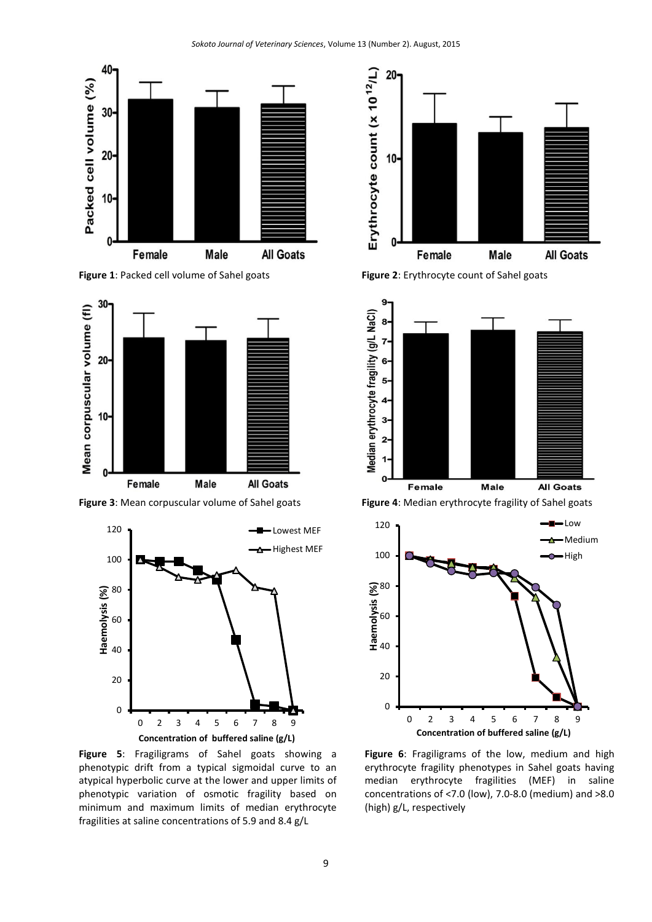**Figure 1**: Packed cell volume of Sahel goats

**Figure 2**: Erythrocyte count of Sahel goats

**Figure 3**: Mean corpuscular volume of Sahel goats

**Figure 4**: Median erythrocyte fragility of Sahel goats

**Figure 5**: Fragiligrams of Sahel goats showing a phenotypic drift from a typical sigmoidal curve to an atypical hyperbolic curve at the lower and upper limits of phenotypic variation of osmotic fragility based on minimum and maximum limits of median erythrocyte fragilities at saline concentrations of 5.9 and 8.4 g/L

**Figure 6**: Fragiligrams of the low, medium and high erythrocyte fragility phenotypes in Sahel goats having median erythrocyte fragilities (MEF) in saline concentrations of <7.0 (low), 7.0-8.0 (medium) and >8.0 (high) g/L, respectively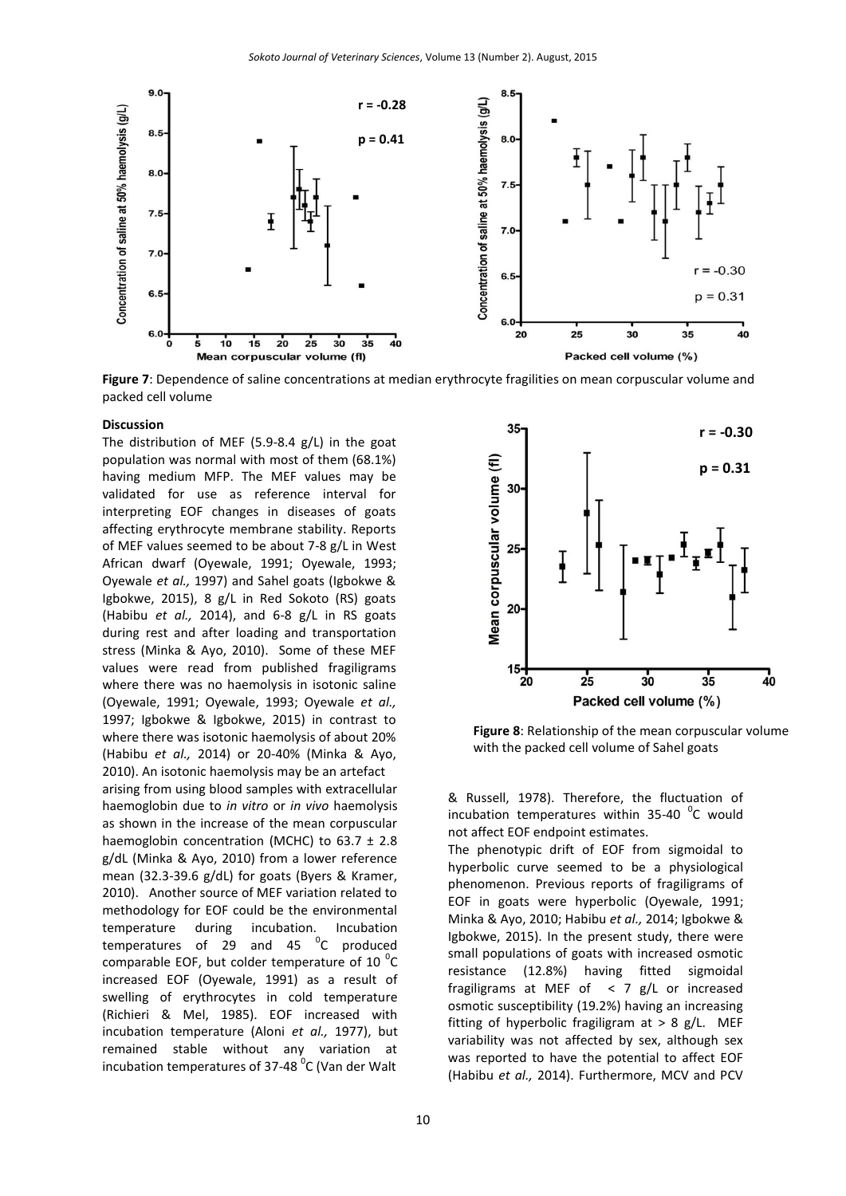Figure 7: Dependence of saline concentrations at median erythrocyte fragilities on mean corpuscular volume and packed cell volume

## Discussion

The distribution of MEF (5.9-8.4 g/L) in the goat population was normal with most of them (68.1%) having medium MFP. The MEF values may be validated for use as reference interval for interpreting EOF changes in diseases of goats affecting erythrocyte membrane stability. Reports of MEF values seemed to be about 7-8 g/L in West African dwarf (Oyewale, 1991; Oyewale, 1993; Oyewale *et al.,* 1997) and Sahel goats (Igbokwe & Igbokwe, 2015), 8 g/L in Red Sokoto (RS) goats (Habibu *et al.,* 2014), and 6-8 g/L in RS goats during rest and after loading and transportation stress (Minka & Ayo, 2010). Some of these MEF values were read from published fragiligrams where there was no haemolysis in isotonic saline (Oyewale, 1991; Oyewale, 1993; Oyewale *et al.,* 1997; Igbokwe & Igbokwe, 2015) in contrast to where there was isotonic haemolysis of about 20% (Habibu *et al.,* 2014) or 20-40% (Minka & Ayo, 2010). An isotonic haemolysis may be an artefact arising from using blood samples with extracellular haemoglobin due to *in vitro* or *in vivo* haemolysis as shown in the increase of the mean corpuscular haemoglobin concentration (MCHC) to 63.7 ± 2.8 g/dL (Minka & Ayo, 2010) from a lower reference mean (32.3-39.6 g/dL) for goats (Byers & Kramer, 2010). Another source of MEF variation related to methodology for EOF could be the environmental temperature during incubation. Incubation temperatures of 29 and 45 $^{0}$C produced comparable EOF, but colder temperature of 10 $^{0}$C increased EOF (Oyewale, 1991) as a result of swelling of erythrocytes in cold temperature (Richieri & Mel, 1985). EOF increased with incubation temperature (Aloni *et al.,* 1977), but remained stable without any variation at incubation temperatures of 37-48 $^{0}$C (Van der Walt & Russell, 1978). Therefore, the fluctuation of incubation temperatures within 35-40 $^{0}$C would not affect EOF endpoint estimates.

Figure 8: Relationship of the mean corpuscular volume with the packed cell volume of Sahel goats

The phenotypic drift of EOF from sigmoidal to hyperbolic curve seemed to be a physiological phenomenon. Previous reports of fragiligrams of EOF in goats were hyperbolic (Oyewale, 1991; Minka & Ayo, 2010; Habibu *et al.,* 2014; Igbokwe & Igbokwe, 2015). In the present study, there were small populations of goats with increased osmotic resistance (12.8%) having fitted sigmoidal fragiligrams at MEF of < 7 g/L or increased osmotic susceptibility (19.2%) having an increasing fitting of hyperbolic fragiligram at > 8 g/L. MEF variability was not affected by sex, although sex was reported to have the potential to affect EOF (Habibu *et al.,* 2014). Furthermore, MCV and PCV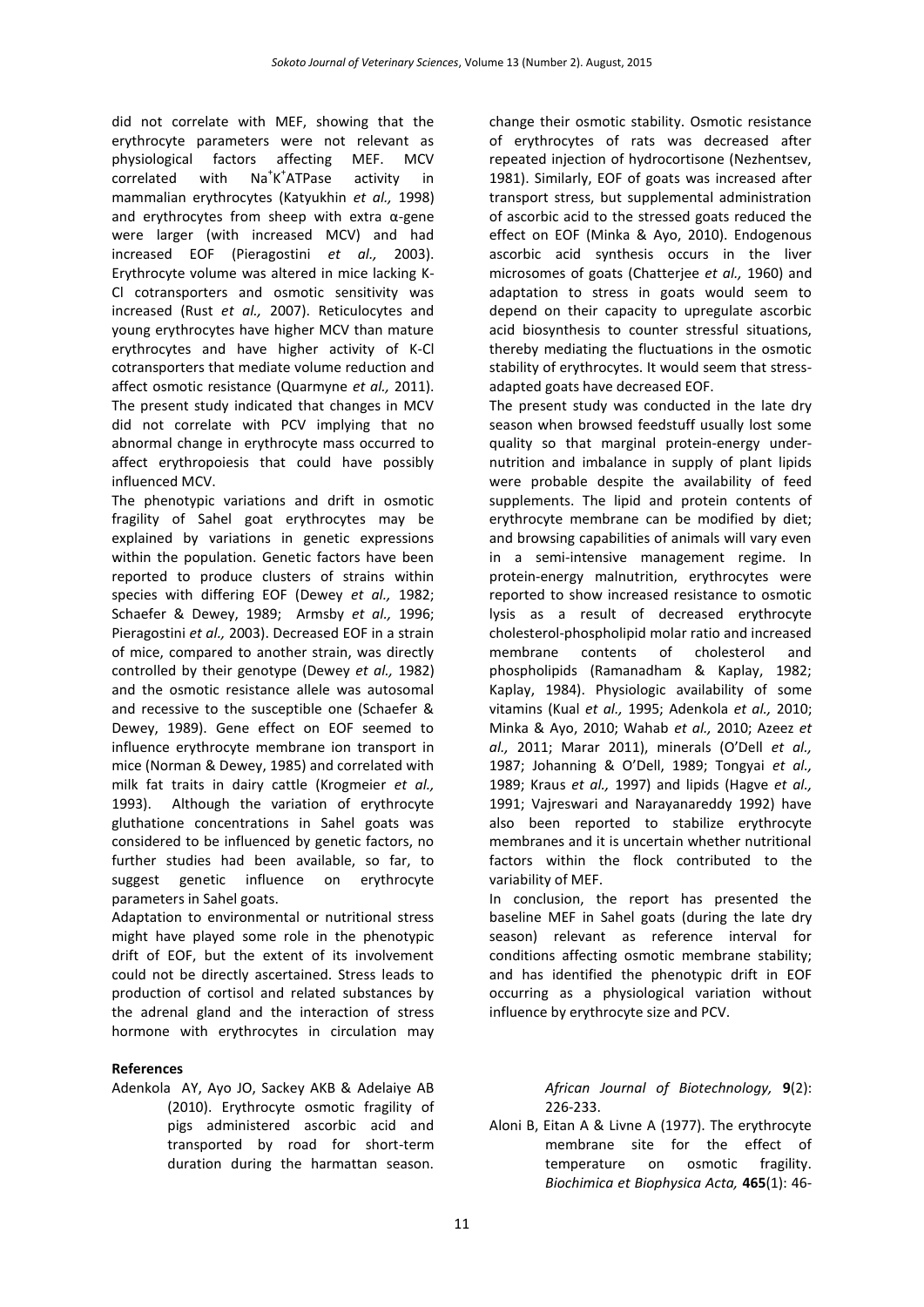did not correlate with MEF, showing that the erythrocyte parameters were not relevant as physiological factors affecting MEF. MCV correlated with $Na^+K^+$ATPase activity in mammalian erythrocytes (Katyukhin *et al.,* 1998) and erythrocytes from sheep with extra α-gene were larger (with increased MCV) and had increased EOF (Pieragostini *et al.,* 2003). Erythrocyte volume was altered in mice lacking K-Cl cotransporters and osmotic sensitivity was increased (Rust *et al.,* 2007). Reticulocytes and young erythrocytes have higher MCV than mature erythrocytes and have higher activity of K-Cl cotransporters that mediate volume reduction and affect osmotic resistance (Quarmyne *et al.,* 2011). The present study indicated that changes in MCV did not correlate with PCV implying that no abnormal change in erythrocyte mass occurred to affect erythropoiesis that could have possibly influenced MCV.

The phenotypic variations and drift in osmotic fragility of Sahel goat erythrocytes may be explained by variations in genetic expressions within the population. Genetic factors have been reported to produce clusters of strains within species with differing EOF (Dewey *et al.,* 1982; Schaefer & Dewey, 1989; Armsby *et al.,* 1996; Pieragostini *et al.,* 2003). Decreased EOF in a strain of mice, compared to another strain, was directly controlled by their genotype (Dewey *et al.,* 1982) and the osmotic resistance allele was autosomal and recessive to the susceptible one (Schaefer & Dewey, 1989). Gene effect on EOF seemed to influence erythrocyte membrane ion transport in mice (Norman & Dewey, 1985) and correlated with milk fat traits in dairy cattle (Krogmeier *et al.,* 1993). Although the variation of erythrocyte gluthathione concentrations in Sahel goats was considered to be influenced by genetic factors, no further studies had been available, so far, to suggest genetic influence on erythrocyte parameters in Sahel goats.

Adaptation to environmental or nutritional stress might have played some role in the phenotypic drift of EOF, but the extent of its involvement could not be directly ascertained. Stress leads to production of cortisol and related substances by the adrenal gland and the interaction of stress hormone with erythrocytes in circulation may change their osmotic stability. Osmotic resistance of erythrocytes of rats was decreased after repeated injection of hydrocortisone (Nezhentsev, 1981). Similarly, EOF of goats was increased after transport stress, but supplemental administration of ascorbic acid to the stressed goats reduced the effect on EOF (Minka & Ayo, 2010). Endogenous ascorbic acid synthesis occurs in the liver microsomes of goats (Chatterjee *et al.,* 1960) and adaptation to stress in goats would seem to depend on their capacity to upregulate ascorbic acid biosynthesis to counter stressful situations, thereby mediating the fluctuations in the osmotic stability of erythrocytes. It would seem that stress-adapted goats have decreased EOF.

The present study was conducted in the late dry season when browsed feedstuff usually lost some quality so that marginal protein-energy under-nutrition and imbalance in supply of plant lipids were probable despite the availability of feed supplements. The lipid and protein contents of erythrocyte membrane can be modified by diet; and browsing capabilities of animals will vary even in a semi-intensive management regime. In protein-energy malnutrition, erythrocytes were reported to show increased resistance to osmotic lysis as a result of decreased erythrocyte cholesterol-phospholipid molar ratio and increased membrane contents of cholesterol and phospholipids (Ramanadham & Kaplay, 1982; Kaplay, 1984). Physiologic availability of some vitamins (Kual *et al.,* 1995; Adenkola *et al.,* 2010; Minka & Ayo, 2010; Wahab *et al.,* 2010; Azeez *et al.,* 2011; Marar 2011), minerals (O'Dell *et al.,* 1987; Johanning & O'Dell, 1989; Tongyai *et al.,* 1989; Kraus *et al.,* 1997) and lipids (Hagve *et al.,* 1991; Vajreswari and Narayanareddy 1992) have also been reported to stabilize erythrocyte membranes and it is uncertain whether nutritional factors within the flock contributed to the variability of MEF.

In conclusion, the report has presented the baseline MEF in Sahel goats (during the late dry season) relevant as reference interval for conditions affecting osmotic membrane stability; and has identified the phenotypic drift in EOF occurring as a physiological variation without influence by erythrocyte size and PCV.

## References

Adenkola AY, Ayo JO, Sackey AKB & Adelaiye AB (2010). Erythrocyte osmotic fragility of pigs administered ascorbic acid and transported by road for short-term duration during the harmattan season. *African Journal of Biotechnology,* **9**(2): 226-233.

Aloni B, Eitan A & Livne A (1977). The erythrocyte membrane site for the effect of temperature on osmotic fragility. *Biochimica et Biophysica Acta,* **465**(1): 46-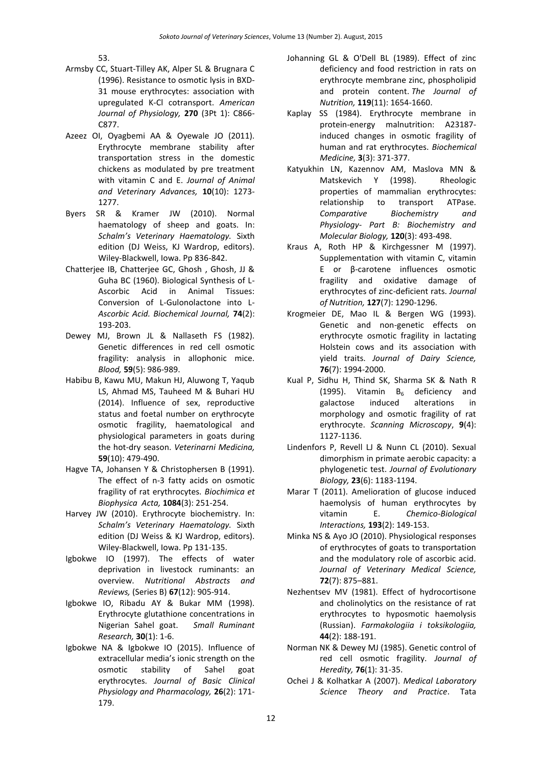53.

Armsby CC, Stuart-Tilley AK, Alper SL & Brugnara C (1996). Resistance to osmotic lysis in BXD-31 mouse erythrocytes: association with upregulated K-Cl cotransport. *American Journal of Physiology,* **270** (3Pt 1): C866-C877.

Azeez OI, Oyagbemi AA & Oyewale JO (2011). Erythrocyte membrane stability after transportation stress in the domestic chickens as modulated by pre treatment with vitamin C and E. *Journal of Animal and Veterinary Advances,* **10**(10): 1273-1277.

Byers SR & Kramer JW (2010). Normal haematology of sheep and goats. In: *Schalm's Veterinary Haematology.* Sixth edition (DJ Weiss, KJ Wardrop, editors). Wiley-Blackwell, Iowa. Pp 836-842.

Chatterjee IB, Chatterjee GC, Ghosh , Ghosh, JJ & Guha BC (1960). Biological Synthesis of L-Ascorbic Acid in Animal Tissues: Conversion of L-Gulonolactone into L-*Ascorbic Acid. Biochemical Journal,* **74**(2): 193-203.

Dewey MJ, Brown JL & Nallaseth FS (1982). Genetic differences in red cell osmotic fragility: analysis in allophonic mice. *Blood,* **59**(5): 986-989.

Habibu B, Kawu MU, Makun HJ, Aluwong T, Yaqub LS, Ahmad MS, Tauheed M & Buhari HU (2014). Influence of sex, reproductive status and foetal number on erythrocyte osmotic fragility, haematological and physiological parameters in goats during the hot-dry season. *Veterinarni Medicina,* **59**(10): 479-490.

Hagve TA, Johansen Y & Christophersen B (1991). The effect of n-3 fatty acids on osmotic fragility of rat erythrocytes. *Biochimica et Biophysica Acta,* **1084**(3): 251-254.

Harvey JW (2010). Erythrocyte biochemistry. In: *Schalm's Veterinary Haematology.* Sixth edition (DJ Weiss & KJ Wardrop, editors). Wiley-Blackwell, Iowa. Pp 131-135.

Igbokwe IO (1997). The effects of water deprivation in livestock ruminants: an overview. *Nutritional Abstracts and Reviews,* (Series B) **67**(12): 905-914.

Igbokwe IO, Ribadu AY & Bukar MM (1998). Erythrocyte glutathione concentrations in Nigerian Sahel goat. *Small Ruminant Research,* **30**(1): 1-6.

Igbokwe NA & Igbokwe IO (2015). Influence of extracellular media's ionic strength on the osmotic stability of Sahel goat erythrocytes. *Journal of Basic Clinical Physiology and Pharmacology,* **26**(2): 171-179.

Johanning GL & O'Dell BL (1989). Effect of zinc deficiency and food restriction in rats on erythrocyte membrane zinc, phospholipid and protein content. *The Journal of Nutrition,* **119**(11): 1654-1660.

Kaplay SS (1984). Erythrocyte membrane in protein-energy malnutrition: A23187-induced changes in osmotic fragility of human and rat erythrocytes. *Biochemical Medicine,* **3**(3): 371-377.

Katyukhin LN, Kazennov AM, Maslova MN & Matskevich Y (1998). Rheologic properties of mammalian erythrocytes: relationship to transport ATPase. *Comparative Biochemistry and Physiology- Part B: Biochemistry and Molecular Biology,* **120**(3): 493-498.

Kraus A, Roth HP & Kirchgessner M (1997). Supplementation with vitamin C, vitamin E or β-carotene influences osmotic fragility and oxidative damage of erythrocytes of zinc-deficient rats. *Journal of Nutrition,* **127**(7): 1290-1296.

Krogmeier DE, Mao IL & Bergen WG (1993). Genetic and non-genetic effects on erythrocyte osmotic fragility in lactating Holstein cows and its association with yield traits. *Journal of Dairy Science,* **76**(7): 1994-2000.

Kual P, Sidhu H, Thind SK, Sharma SK & Nath R (1995). Vitamin $B_6$ deficiency and galactose induced alterations in morphology and osmotic fragility of rat erythrocyte. *Scanning Microscopy*, **9**(4): 1127-1136.

Lindenfors P, Revell LJ & Nunn CL (2010). Sexual dimorphism in primate aerobic capacity: a phylogenetic test. *Journal of Evolutionary Biology,* **23**(6): 1183-1194.

Marar T (2011). Amelioration of glucose induced haemolysis of human erythrocytes by vitamin E. *Chemico-Biological Interactions,* **193**(2): 149-153.

Minka NS & Ayo JO (2010). Physiological responses of erythrocytes of goats to transportation and the modulatory role of ascorbic acid. *Journal of Veterinary Medical Science,* **72**(7): 875–881.

Nezhentsev MV (1981). Effect of hydrocortisone and cholinolytics on the resistance of rat erythrocytes to hyposmotic haemolysis (Russian). *Farmakologiia i toksikologiia,* **44**(2): 188-191.

Norman NK & Dewey MJ (1985). Genetic control of red cell osmotic fragility. *Journal of Heredity,* **76**(1): 31-35.

Ochei J & Kolhatkar A (2007). *Medical Laboratory Science Theory and Practice*. Tata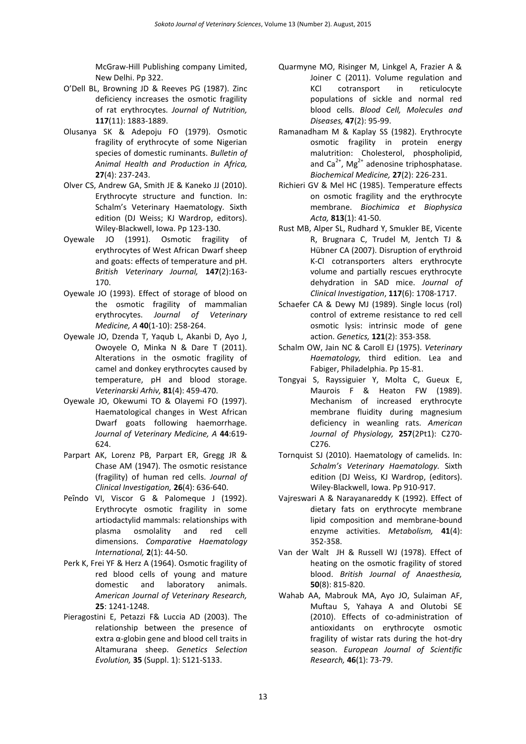McGraw-Hill Publishing company Limited, New Delhi. Pp 322.

O'Dell BL, Browning JD & Reeves PG (1987). Zinc deficiency increases the osmotic fragility of rat erythrocytes. *Journal of Nutrition,* **117**(11): 1883-1889.

Olusanya SK & Adepoju FO (1979). Osmotic fragility of erythrocyte of some Nigerian species of domestic ruminants. *Bulletin of Animal Health and Production in Africa,* **27**(4): 237-243.

Olver CS, Andrew GA, Smith JE & Kaneko JJ (2010). Erythrocyte structure and function. In: Schalm's Veterinary Haematology. Sixth edition (DJ Weiss; KJ Wardrop, editors). Wiley-Blackwell, Iowa. Pp 123-130.

Oyewale JO (1991). Osmotic fragility of erythrocytes of West African Dwarf sheep and goats: effects of temperature and pH. *British Veterinary Journal,* **147**(2):163-170.

Oyewale JO (1993). Effect of storage of blood on the osmotic fragility of mammalian erythrocytes. *Journal of Veterinary Medicine, A* **40**(1-10): 258-264.

Oyewale JO, Dzenda T, Yaqub L, Akanbi D, Ayo J, Owoyele O, Minka N & Dare T (2011). Alterations in the osmotic fragility of camel and donkey erythrocytes caused by temperature, pH and blood storage. *Veterinarski Arhiv,* **81**(4): 459-470.

Oyewale JO, Okewumi TO & Olayemi FO (1997). Haematological changes in West African Dwarf goats following haemorrhage. *Journal of Veterinary Medicine, A* **44**:619-624.

Parpart AK, Lorenz PB, Parpart ER, Gregg JR & Chase AM (1947). The osmotic resistance (fragility) of human red cells. *Journal of Clinical Investigation,* **26**(4): 636-640.

Peîndo VI, Viscor G & Palomeque J (1992). Erythrocyte osmotic fragility in some artiodactylid mammals: relationships with plasma osmolality and red cell dimensions. *Comparative Haematology International,* **2**(1): 44-50.

Perk K, Frei YF & Herz A (1964). Osmotic fragility of red blood cells of young and mature domestic and laboratory animals. *American Journal of Veterinary Research,* **25**: 1241-1248.

Pieragostini E, Petazzi F& Luccia AD (2003). The relationship between the presence of extra α-globin gene and blood cell traits in Altamurana sheep. *Genetics Selection Evolution,* **35** (Suppl. 1): S121-S133.

Quarmyne MO, Risinger M, Linkgel A, Frazier A & Joiner C (2011). Volume regulation and KCl cotransport in reticulocyte populations of sickle and normal red blood cells. *Blood Cell, Molecules and Diseases,* **47**(2): 95-99.

Ramanadham M & Kaplay SS (1982). Erythrocyte osmotic fragility in protein energy malutrition: Cholesterol, phospholipid, and $Ca^{2+}$, $Mg^{2+}$ adenosine triphosphatase. *Biochemical Medicine,* **27**(2): 226-231.

Richieri GV & Mel HC (1985). Temperature effects on osmotic fragility and the erythrocyte membrane. *Biochimica et Biophysica Acta,* **813**(1): 41-50.

Rust MB, Alper SL, Rudhard Y, Smukler BE, Vicente R, Brugnara C, Trudel M, Jentch TJ & Hübner CA (2007). Disruption of erythroid K-Cl cotransporters alters erythrocyte volume and partially rescues erythrocyte dehydration in SAD mice. *Journal of Clinical Investigation*, **117**(6): 1708-1717.

Schaefer CA & Dewy MJ (1989). Single locus (rol) control of extreme resistance to red cell osmotic lysis: intrinsic mode of gene action. *Genetics,* **121**(2): 353-358.

Schalm OW, Jain NC & Caroll EJ (1975). *Veterinary Haematology,* third edition. Lea and Fabiger, Philadelphia. Pp 15-81.

Tongyai S, Rayssiguer Y, Molta C, Gueux E, Maurois F & Heaton FW (1989). Mechanism of increased erythrocyte membrane fluidity during magnesium deficiency in weanling rats. *American Journal of Physiology,* **257**(2Pt1): C270-C276.

Tornquist SJ (2010). Haematology of camelids. In: *Schalm's Veterinary Haematology.* Sixth edition (DJ Weiss, KJ Wardrop, (editors). Wiley-Blackwell, Iowa. Pp 910-917.

Vajreswari A & Narayanareddy K (1992). Effect of dietary fats on erythrocyte membrane lipid composition and membrane-bound enzyme activities. *Metabolism,* **41**(4): 352-358.

Van der Walt JH & Russell WJ (1978). Effect of heating on the osmotic fragility of stored blood. *British Journal of Anaesthesia,* **50**(8): 815-820.

Wahab AA, Mabrouk MA, Ayo JO, Sulaiman AF, Muftau S, Yahaya A and Olutobi SE (2010). Effects of co-administration of antioxidants on erythrocyte osmotic fragility of wistar rats during the hot-dry season. *European Journal of Scientific Research,* **46**(1): 73-79.